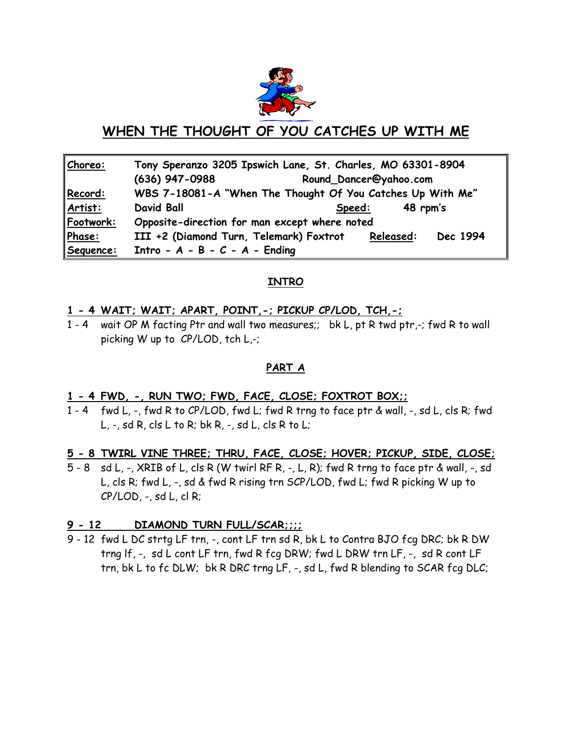# WHEN THE THOUGHT OF YOU CATCHES UP WITH ME

| | |
|---|---|
| **Choreo:** | Tony Speranzo 3205 Ipswich Lane, St. Charles, MO 63301-8904 |
| | (636) 947-0988 Round_Dancer@yahoo.com |
| **Record:** | WBS 7-18081-A "When The Thought Of You Catches Up With Me" |
| **Artist:** | David Ball **Speed:** 48 rpm's |
| **Footwork:** | Opposite-direction for man except where noted |
| **Phase:** | III +2 (Diamond Turn, Telemark) Foxtrot **Released:** Dec 1994 |
| **Sequence:** | Intro - A - B - C - A - Ending |

## INTRO

**1 - 4 WAIT; WAIT; APART, POINT,-; PICKUP CP/LOD, TCH,-;**

1 - 4 wait OP M facing Ptr and wall two measures;; bk L, pt R twd ptr,-; fwd R to wall picking W up to CP/LOD, tch L,-;

## PART A

**1 - 4 FWD, -, RUN TWO; FWD, FACE, CLOSE; FOXTROT BOX;;**

1 - 4 fwd L, -, fwd R to CP/LOD, fwd L; fwd R trng to face ptr & wall, -, sd L, cls R; fwd L, -, sd R, cls L to R; bk R, -, sd L, cls R to L;

**5 - 8 TWIRL VINE THREE; THRU, FACE, CLOSE; HOVER; PICKUP, SIDE, CLOSE;**

5 - 8 sd L, -, XRIB of L, cls R (W twirl RF R, -, L, R); fwd R trng to face ptr & wall, -, sd L, cls R; fwd L, -, sd & fwd R rising trn SCP/LOD, fwd L; fwd R picking W up to CP/LOD, -, sd L, cl R;

**9 - 12 DIAMOND TURN FULL/SCAR;;;;**

9 - 12 fwd L DC strtg LF trn, -, cont LF trn sd R, bk L to Contra BJO fcg DRC; bk R DW trng lf, -, sd L cont LF trn, fwd R fcg DRW; fwd L DRW trn LF, -, sd R cont LF trn, bk L to fc DLW; bk R DRC trng LF, -, sd L, fwd R blending to SCAR fcg DLC;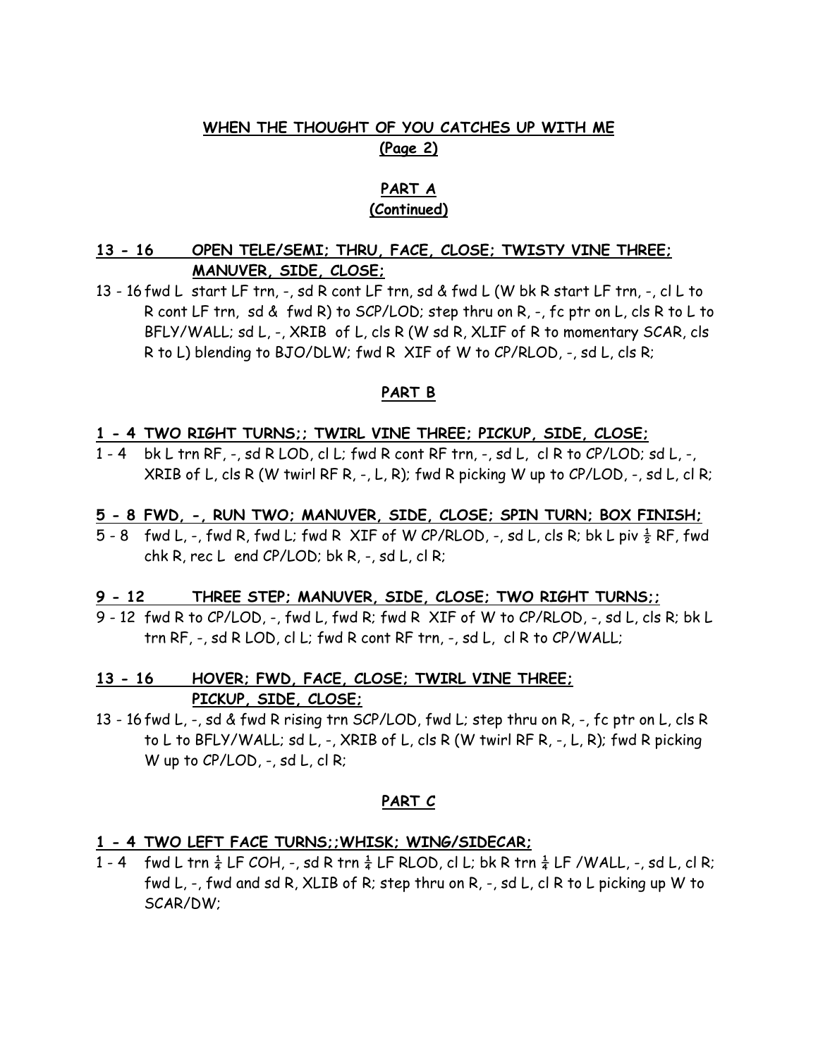## WHEN THE THOUGHT OF YOU CATCHES UP WITH ME
**(Page 2)**

### PART A
**(Continued)**

**13 - 16 OPEN TELE/SEMI; THRU, FACE, CLOSE; TWISTY VINE THREE; MANUVER, SIDE, CLOSE;**

13 - 16 fwd L start LF trn, -, sd R cont LF trn, sd & fwd L (W bk R start LF trn, -, cl L to R cont LF trn, sd & fwd R) to SCP/LOD; step thru on R, -, fc ptr on L, cls R to L to BFLY/WALL; sd L, -, XRIB of L, cls R (W sd R, XLIF of R to momentary SCAR, cls R to L) blending to BJO/DLW; fwd R XIF of W to CP/RLOD, -, sd L, cls R;

### PART B

**1 - 4 TWO RIGHT TURNS;; TWIRL VINE THREE; PICKUP, SIDE, CLOSE;**

1 - 4 bk L trn RF, -, sd R LOD, cl L; fwd R cont RF trn, -, sd L, cl R to CP/LOD; sd L, -, XRIB of L, cls R (W twirl RF R, -, L, R); fwd R picking W up to CP/LOD, -, sd L, cl R;

**5 - 8 FWD, -, RUN TWO; MANUVER, SIDE, CLOSE; SPIN TURN; BOX FINISH;**

5 - 8 fwd L, -, fwd R, fwd L; fwd R XIF of W CP/RLOD, -, sd L, cls R; bk L piv ½ RF, fwd chk R, rec L end CP/LOD; bk R, -, sd L, cl R;

**9 - 12 THREE STEP; MANUVER, SIDE, CLOSE; TWO RIGHT TURNS;;**

9 - 12 fwd R to CP/LOD, -, fwd L, fwd R; fwd R XIF of W to CP/RLOD, -, sd L, cls R; bk L trn RF, -, sd R LOD, cl L; fwd R cont RF trn, -, sd L, cl R to CP/WALL;

**13 - 16 HOVER; FWD, FACE, CLOSE; TWIRL VINE THREE; PICKUP, SIDE, CLOSE;**

13 - 16 fwd L, -, sd & fwd R rising trn SCP/LOD, fwd L; step thru on R, -, fc ptr on L, cls R to L to BFLY/WALL; sd L, -, XRIB of L, cls R (W twirl RF R, -, L, R); fwd R picking W up to CP/LOD, -, sd L, cl R;

### PART C

**1 - 4 TWO LEFT FACE TURNS;;WHISK; WING/SIDECAR;**

1 - 4 fwd L trn ¼ LF COH, -, sd R trn ¼ LF RLOD, cl L; bk R trn ¼ LF /WALL, -, sd L, cl R; fwd L, -, fwd and sd R, XLIB of R; step thru on R, -, sd L, cl R to L picking up W to SCAR/DW;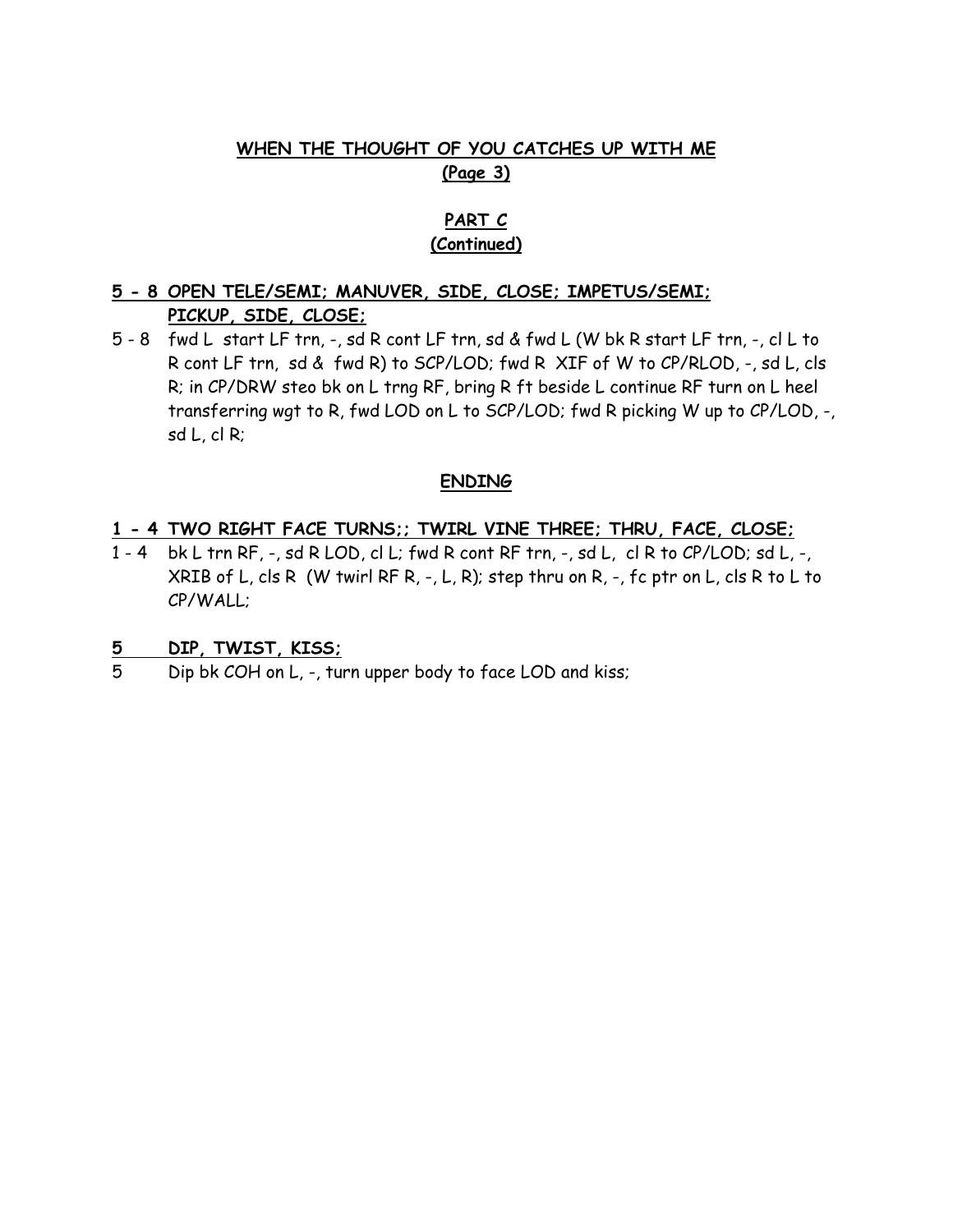## WHEN THE THOUGHT OF YOU CATCHES UP WITH ME
**(Page 3)**

### PART C
**(Continued)**

**5 - 8 OPEN TELE/SEMI; MANUVER, SIDE, CLOSE; IMPETUS/SEMI; PICKUP, SIDE, CLOSE;**

5 - 8 fwd L start LF trn, -, sd R cont LF trn, sd & fwd L (W bk R start LF trn, -, cl L to R cont LF trn, sd & fwd R) to SCP/LOD; fwd R XIF of W to CP/RLOD, -, sd L, cls R; in CP/DRW steo bk on L trng RF, bring R ft beside L continue RF turn on L heel transferring wgt to R, fwd LOD on L to SCP/LOD; fwd R picking W up to CP/LOD, -, sd L, cl R;

### ENDING

**1 - 4 TWO RIGHT FACE TURNS;; TWIRL VINE THREE; THRU, FACE, CLOSE;**

1 - 4 bk L trn RF, -, sd R LOD, cl L; fwd R cont RF trn, -, sd L, cl R to CP/LOD; sd L, -, XRIB of L, cls R (W twirl RF R, -, L, R); step thru on R, -, fc ptr on L, cls R to L to CP/WALL;

**5 DIP, TWIST, KISS;**

5 Dip bk COH on L, -, turn upper body to face LOD and kiss;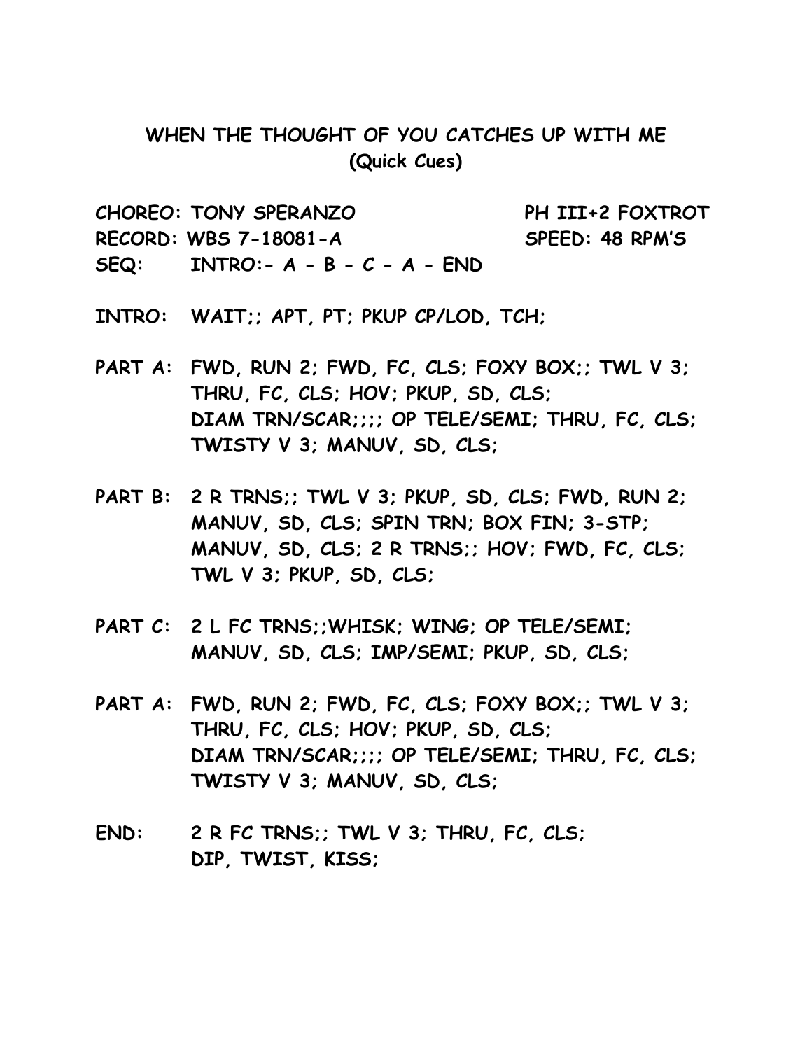# WHEN THE THOUGHT OF YOU CATCHES UP WITH ME

**(Quick Cues)**

**CHOREO: TONY SPERANZO** PH III+2 FOXTROT

**RECORD: WBS 7-18081-A** SPEED: 48 RPM'S

**SEQ: INTRO:- A - B - C - A - END**

**INTRO:** WAIT;; APT, PT; PKUP CP/LOD, TCH;

**PART A:** FWD, RUN 2; FWD, FC, CLS; FOXY BOX;; TWL V 3; THRU, FC, CLS; HOV; PKUP, SD, CLS; DIAM TRN/SCAR;;;; OP TELE/SEMI; THRU, FC, CLS; TWISTY V 3; MANUV, SD, CLS;

**PART B:** 2 R TRNS;; TWL V 3; PKUP, SD, CLS; FWD, RUN 2; MANUV, SD, CLS; SPIN TRN; BOX FIN; 3-STP; MANUV, SD, CLS; 2 R TRNS;; HOV; FWD, FC, CLS; TWL V 3; PKUP, SD, CLS;

**PART C:** 2 L FC TRNS;;WHISK; WING; OP TELE/SEMI; MANUV, SD, CLS; IMP/SEMI; PKUP, SD, CLS;

**PART A:** FWD, RUN 2; FWD, FC, CLS; FOXY BOX;; TWL V 3; THRU, FC, CLS; HOV; PKUP, SD, CLS; DIAM TRN/SCAR;;;; OP TELE/SEMI; THRU, FC, CLS; TWISTY V 3; MANUV, SD, CLS;

**END:** 2 R FC TRNS;; TWL V 3; THRU, FC, CLS; DIP, TWIST, KISS;